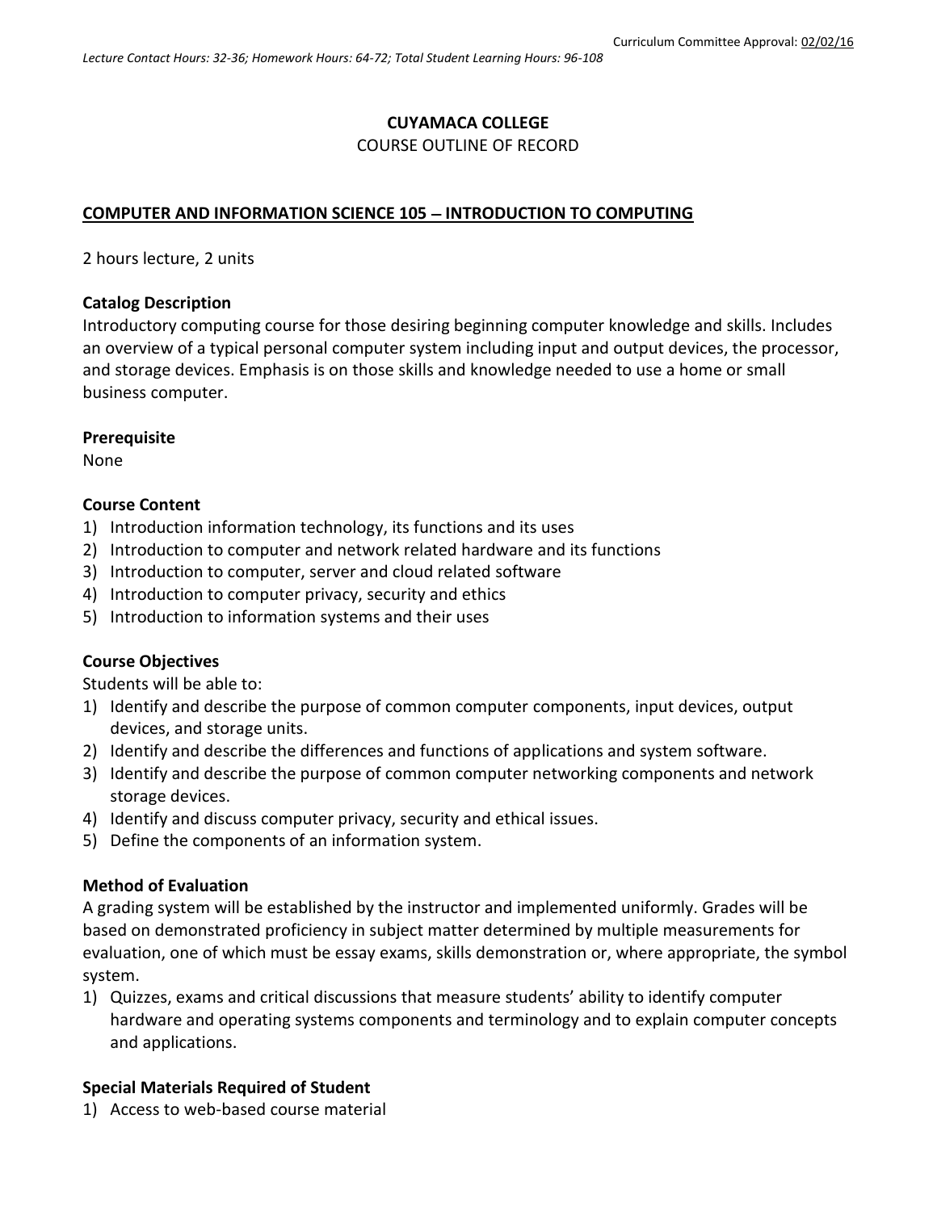Curriculum Committee Approval: 02/02/16

*Lecture Contact Hours: 32-36; Homework Hours: 64-72; Total Student Learning Hours: 96-108*

**CUYAMACA COLLEGE**

COURSE OUTLINE OF RECORD

## COMPUTER AND INFORMATION SCIENCE 105 – INTRODUCTION TO COMPUTING

2 hours lecture, 2 units

### Catalog Description

Introductory computing course for those desiring beginning computer knowledge and skills. Includes an overview of a typical personal computer system including input and output devices, the processor, and storage devices. Emphasis is on those skills and knowledge needed to use a home or small business computer.

### Prerequisite

None

### Course Content

1) Introduction information technology, its functions and its uses
2) Introduction to computer and network related hardware and its functions
3) Introduction to computer, server and cloud related software
4) Introduction to computer privacy, security and ethics
5) Introduction to information systems and their uses

### Course Objectives

Students will be able to:

1) Identify and describe the purpose of common computer components, input devices, output devices, and storage units.
2) Identify and describe the differences and functions of applications and system software.
3) Identify and describe the purpose of common computer networking components and network storage devices.
4) Identify and discuss computer privacy, security and ethical issues.
5) Define the components of an information system.

### Method of Evaluation

A grading system will be established by the instructor and implemented uniformly. Grades will be based on demonstrated proficiency in subject matter determined by multiple measurements for evaluation, one of which must be essay exams, skills demonstration or, where appropriate, the symbol system.

1) Quizzes, exams and critical discussions that measure students' ability to identify computer hardware and operating systems components and terminology and to explain computer concepts and applications.

### Special Materials Required of Student

1) Access to web-based course material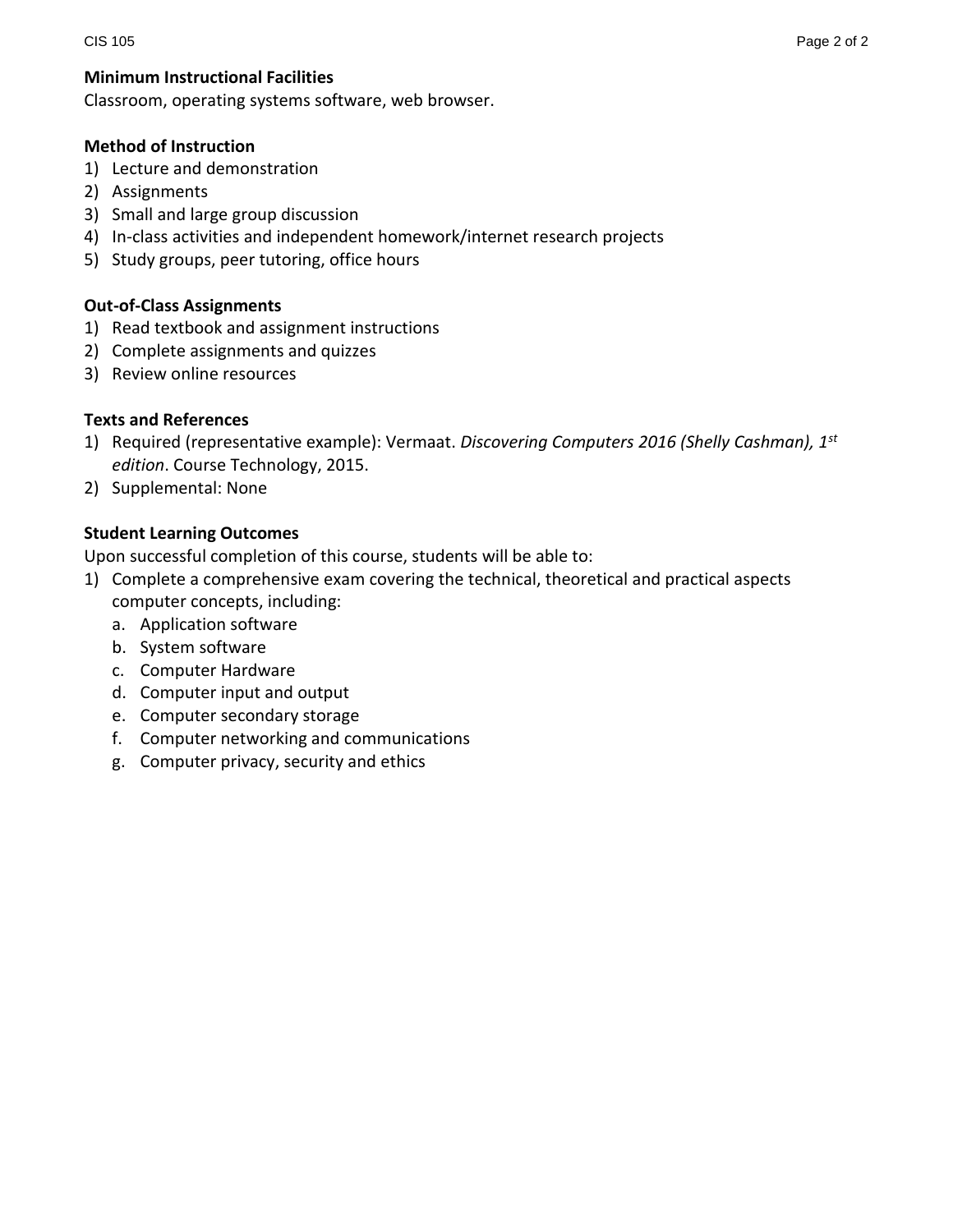**Minimum Instructional Facilities**

Classroom, operating systems software, web browser.

**Method of Instruction**

1) Lecture and demonstration
2) Assignments
3) Small and large group discussion
4) In-class activities and independent homework/internet research projects
5) Study groups, peer tutoring, office hours

**Out-of-Class Assignments**

1) Read textbook and assignment instructions
2) Complete assignments and quizzes
3) Review online resources

**Texts and References**

1) Required (representative example): Vermaat. *Discovering Computers 2016 (Shelly Cashman), 1st edition*. Course Technology, 2015.
2) Supplemental: None

**Student Learning Outcomes**

Upon successful completion of this course, students will be able to:

1) Complete a comprehensive exam covering the technical, theoretical and practical aspects computer concepts, including:
   a. Application software
   b. System software
   c. Computer Hardware
   d. Computer input and output
   e. Computer secondary storage
   f. Computer networking and communications
   g. Computer privacy, security and ethics